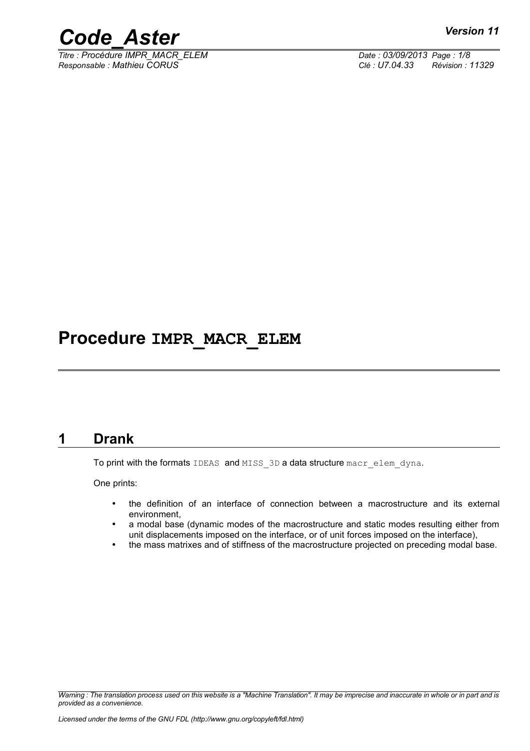# Procedure IMPR_MACR_ELEM

## 1 Drank

To print with the formats IDEAS and MISS_3D a data structure macr_elem_dyna.

One prints:

- the definition of an interface of connection between a macrostructure and its external environment,
- a modal base (dynamic modes of the macrostructure and static modes resulting either from unit displacements imposed on the interface, or of unit forces imposed on the interface),
- the mass matrixes and of stiffness of the macrostructure projected on preceding modal base.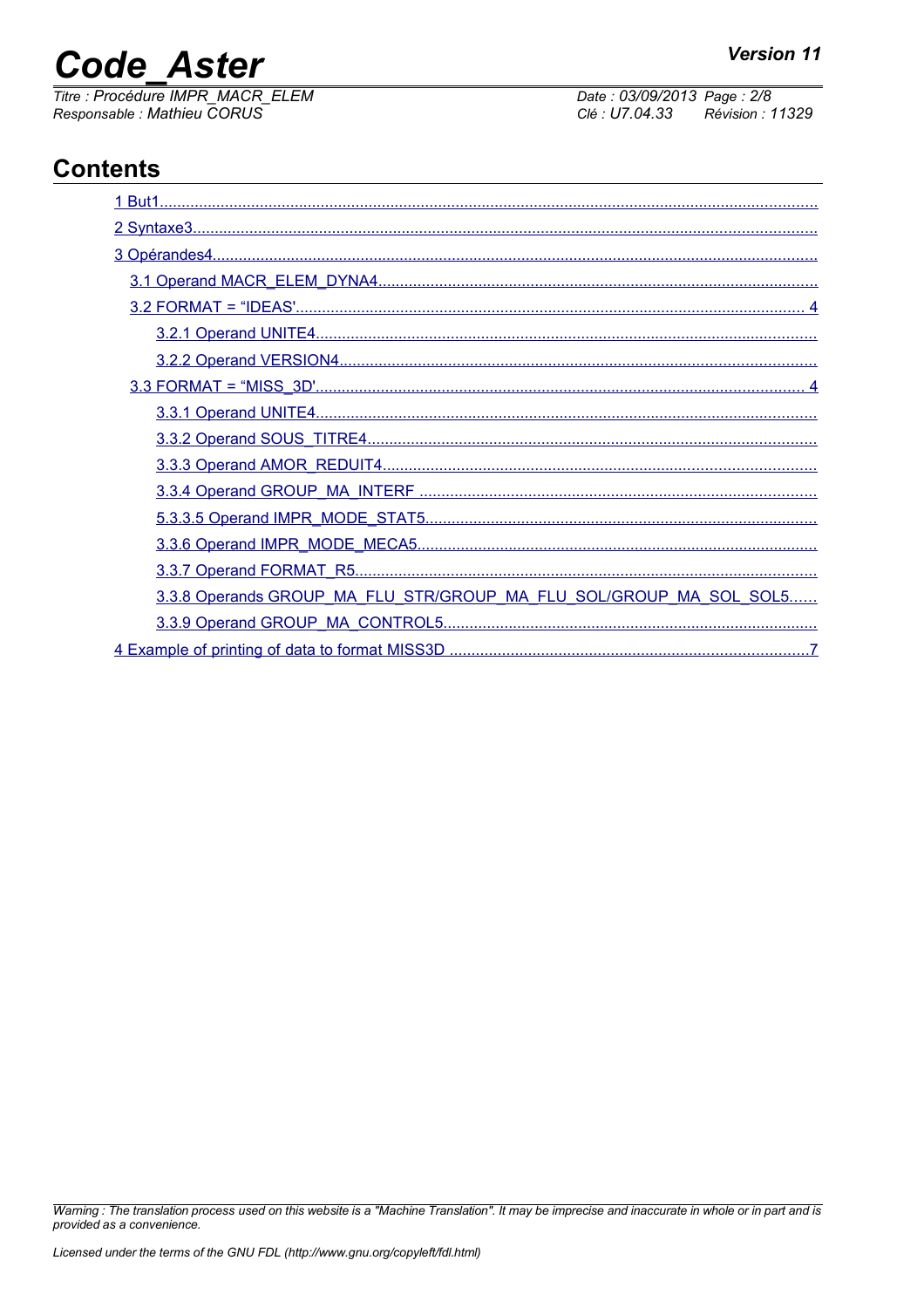## Contents

1 But1

2 Syntaxe3

3 Opérandes4

- 3.1 Operand MACR_ELEM_DYNA4
- 3.2 FORMAT = "IDEAS'. 4
  - 3.2.1 Operand UNITE4
  - 3.2.2 Operand VERSION4
- 3.3 FORMAT = "MISS_3D'. 4
  - 3.3.1 Operand UNITE4
  - 3.3.2 Operand SOUS_TITRE4
  - 3.3.3 Operand AMOR_REDUIT4
  - 3.3.4 Operand GROUP_MA_INTERF
  - 5.3.3.5 Operand IMPR_MODE_STAT5
  - 3.3.6 Operand IMPR_MODE_MECA5
  - 3.3.7 Operand FORMAT_R5
  - 3.3.8 Operands GROUP_MA_FLU_STR/GROUP_MA_FLU_SOL/GROUP_MA_SOL_SOL5
  - 3.3.9 Operand GROUP_MA_CONTROL5

4 Example of printing of data to format MISS3D 7

*Warning : The translation process used on this website is a "Machine Translation". It may be imprecise and inaccurate in whole or in part and is provided as a convenience.*

*Licensed under the terms of the GNU FDL (http://www.gnu.org/copyleft/fdl.html)*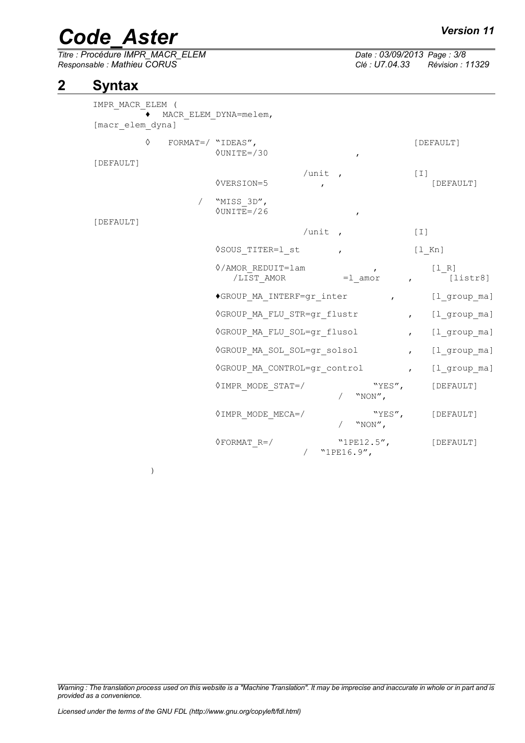# 2 Syntax

```
IMPR_MACR_ELEM (
        ♦  MACR_ELEM_DYNA=melem,                                  [macr_elem_dyna]

        ◊  FORMAT=/ "IDEAS",                                      [DEFAULT]
                    ◊UNITE=/30                ,                   [DEFAULT]
                           /unit ,                                [I]
                    ◊VERSION=5              ,                     [DEFAULT]

                  / "MISS_3D",
                    ◊UNITE=/26                ,                   [DEFAULT]
                           /unit ,                                [I]

                    ◊SOUS_TITER=l_st        ,                     [l_Kn]

                    ◊/AMOR_REDUIT=lam             ,               [l_R]
                       /LIST_AMOR           =l_amor     ,         [listr8]

                    ♦GROUP_MA_INTERF=gr_inter          ,          [l_group_ma]

                    ◊GROUP_MA_FLU_STR=gr_flustr        ,          [l_group_ma]

                    ◊GROUP_MA_FLU_SOL=gr_flusol        ,          [l_group_ma]

                    ◊GROUP_MA_SOL_SOL=gr_solsol        ,          [l_group_ma]

                    ◊GROUP_MA_CONTROL=gr_control       ,          [l_group_ma]

                    ◊IMPR_MODE_STAT=/           "YES",            [DEFAULT]
                                          /  "NON",

                    ◊IMPR_MODE_MECA=/           "YES",            [DEFAULT]
                                          /  "NON",

                    ◊FORMAT_R=/           "1PE12.5",              [DEFAULT]
                                    /  "1PE16.9",

           )
```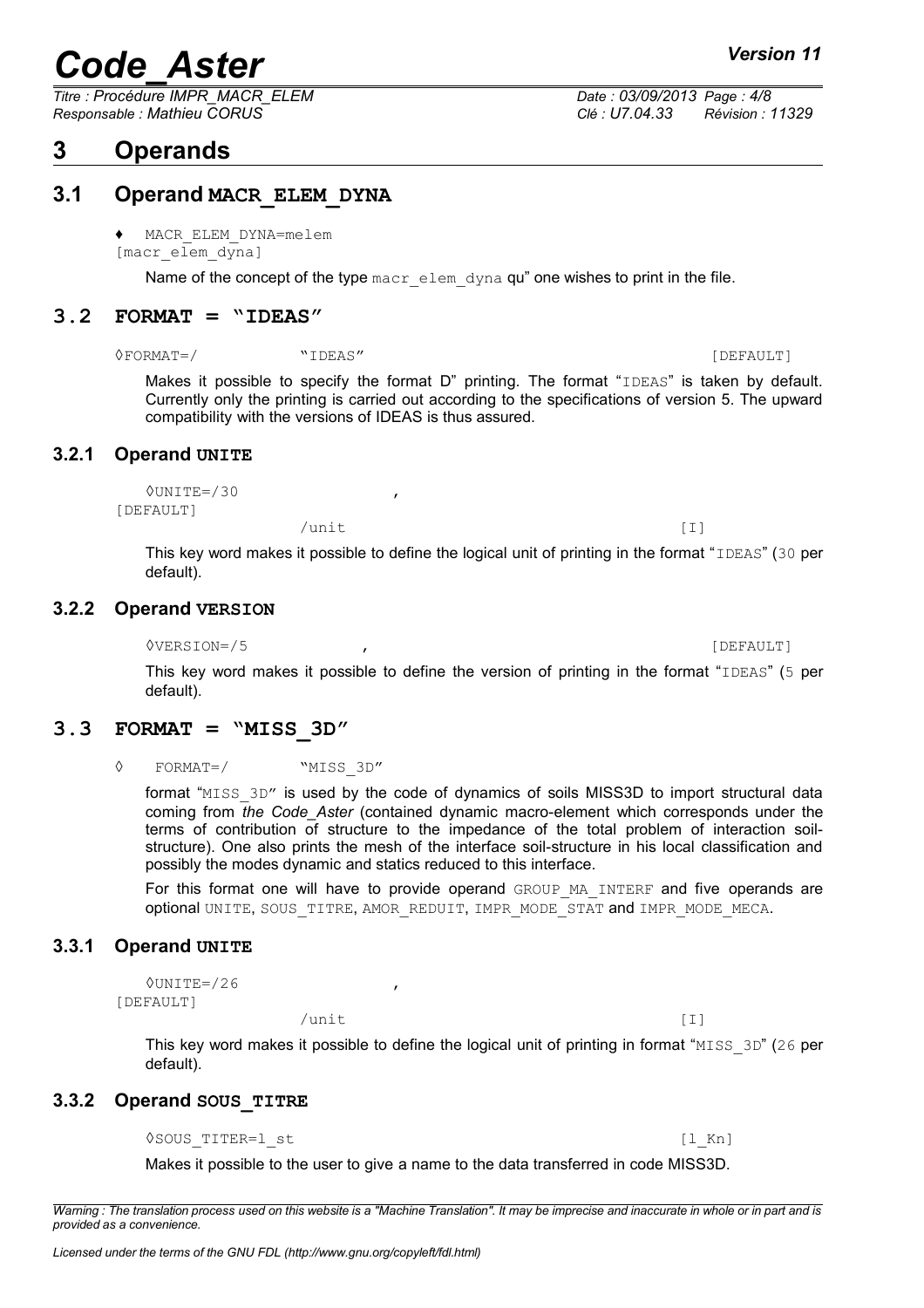# 3 Operands

## 3.1 Operand MACR_ELEM_DYNA

♦ MACR_ELEM_DYNA=melem [macr_elem_dyna]

Name of the concept of the type macr_elem_dyna qu" one wishes to print in the file.

## 3.2 FORMAT = "IDEAS"

◊FORMAT=/ "IDEAS" [DEFAULT]

Makes it possible to specify the format D" printing. The format "IDEAS" is taken by default. Currently only the printing is carried out according to the specifications of version 5. The upward compatibility with the versions of IDEAS is thus assured.

### 3.2.1 Operand UNITE

◊UNITE=/30 , [DEFAULT]
/unit [I]

This key word makes it possible to define the logical unit of printing in the format "IDEAS" (30 per default).

### 3.2.2 Operand VERSION

◊VERSION=/5 , [DEFAULT]

This key word makes it possible to define the version of printing in the format "IDEAS" (5 per default).

## 3.3 FORMAT = "MISS_3D"

◊ FORMAT=/ "MISS_3D"

format "MISS_3D" is used by the code of dynamics of soils MISS3D to import structural data coming from *the Code_Aster* (contained dynamic macro-element which corresponds under the terms of contribution of structure to the impedance of the total problem of interaction soil-structure). One also prints the mesh of the interface soil-structure in his local classification and possibly the modes dynamic and statics reduced to this interface.

For this format one will have to provide operand GROUP_MA_INTERF and five operands are optional UNITE, SOUS_TITRE, AMOR_REDUIT, IMPR_MODE_STAT and IMPR_MODE_MECA.

### 3.3.1 Operand UNITE

◊UNITE=/26 , [DEFAULT]
/unit [I]

This key word makes it possible to define the logical unit of printing in format "MISS_3D" (26 per default).

### 3.3.2 Operand SOUS_TITRE

◊SOUS_TITER=l_st [l_Kn]

Makes it possible to the user to give a name to the data transferred in code MISS3D.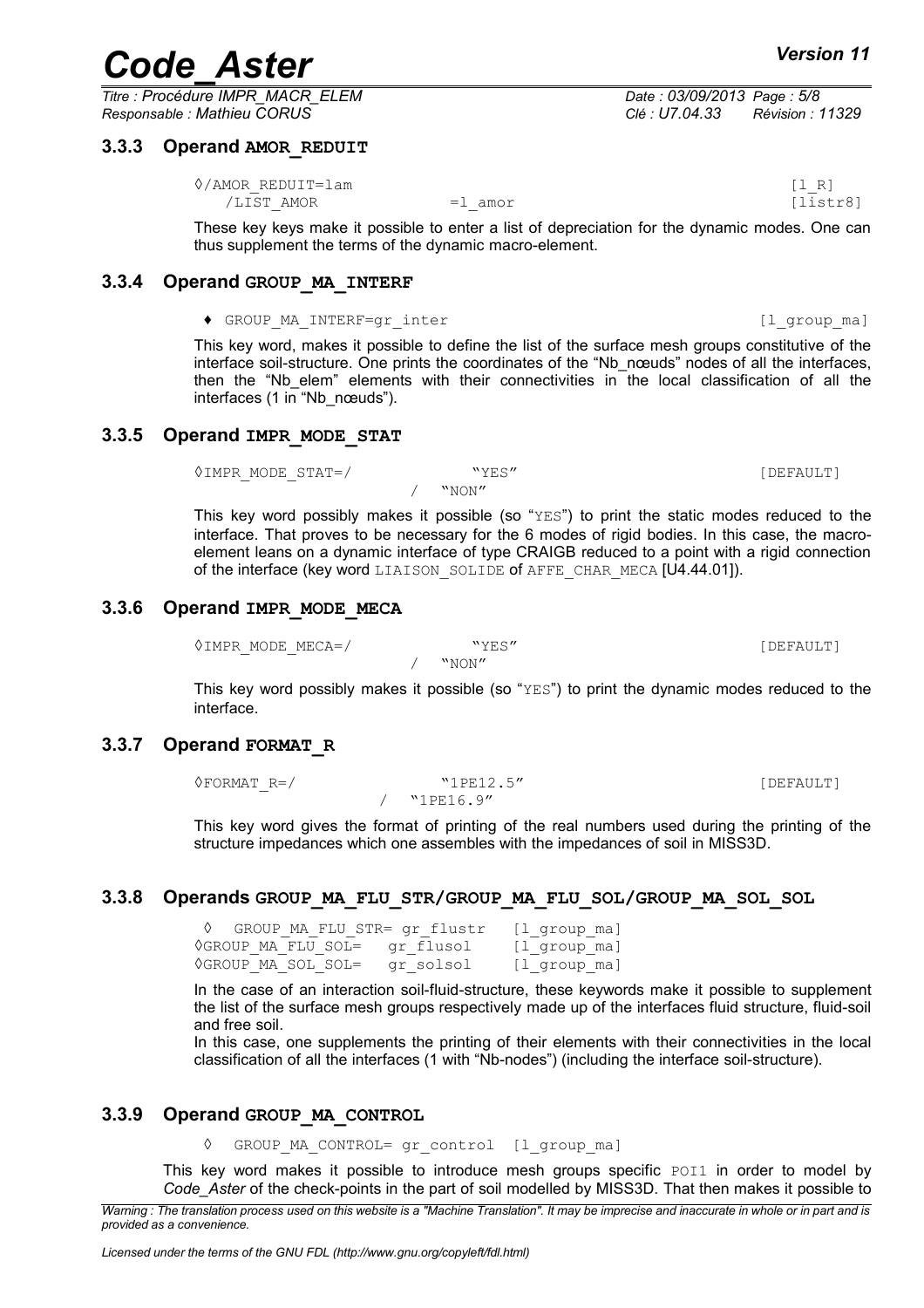### 3.3.3 Operand **AMOR_REDUIT**

```
◊/AMOR_REDUIT=lam                                   [l_R]
   /LIST_AMOR           =l_amor                     [listr8]
```

These key keys make it possible to enter a list of depreciation for the dynamic modes. One can thus supplement the terms of the dynamic macro-element.

### 3.3.4 Operand **GROUP_MA_INTERF**

```
♦ GROUP_MA_INTERF=gr_inter                          [l_group_ma]
```

This key word, makes it possible to define the list of the surface mesh groups constitutive of the interface soil-structure. One prints the coordinates of the "Nb_nœuds" nodes of all the interfaces, then the "Nb_elem" elements with their connectivities in the local classification of all the interfaces (1 in "Nb_nœuds").

### 3.3.5 Operand **IMPR_MODE_STAT**

```
◊IMPR_MODE_STAT=/          "YES"                    [DEFAULT]
                 /  "NON"
```

This key word possibly makes it possible (so "YES") to print the static modes reduced to the interface. That proves to be necessary for the 6 modes of rigid bodies. In this case, the macro-element leans on a dynamic interface of type CRAIGB reduced to a point with a rigid connection of the interface (key word `LIAISON_SOLIDE` of `AFFE_CHAR_MECA` [U4.44.01]).

### 3.3.6 Operand **IMPR_MODE_MECA**

```
◊IMPR_MODE_MECA=/          "YES"                    [DEFAULT]
                 /  "NON"
```

This key word possibly makes it possible (so "YES") to print the dynamic modes reduced to the interface.

### 3.3.7 Operand **FORMAT_R**

```
◊FORMAT_R=/                "1PE12.5"                [DEFAULT]
           /  "1PE16.9"
```

This key word gives the format of printing of the real numbers used during the printing of the structure impedances which one assembles with the impedances of soil in MISS3D.

### 3.3.8 Operands **GROUP_MA_FLU_STR/GROUP_MA_FLU_SOL/GROUP_MA_SOL_SOL**

```
 ◊  GROUP_MA_FLU_STR= gr_flustr   [l_group_ma]
◊GROUP_MA_FLU_SOL=   gr_flusol    [l_group_ma]
◊GROUP_MA_SOL_SOL=   gr_solsol    [l_group_ma]
```

In the case of an interaction soil-fluid-structure, these keywords make it possible to supplement the list of the surface mesh groups respectively made up of the interfaces fluid structure, fluid-soil and free soil.

In this case, one supplements the printing of their elements with their connectivities in the local classification of all the interfaces (1 with "Nb-nodes") (including the interface soil-structure).

### 3.3.9 Operand **GROUP_MA_CONTROL**

```
◊  GROUP_MA_CONTROL= gr_control  [l_group_ma]
```

This key word makes it possible to introduce mesh groups specific `POI1` in order to model by *Code_Aster* of the check-points in the part of soil modelled by MISS3D. That then makes it possible to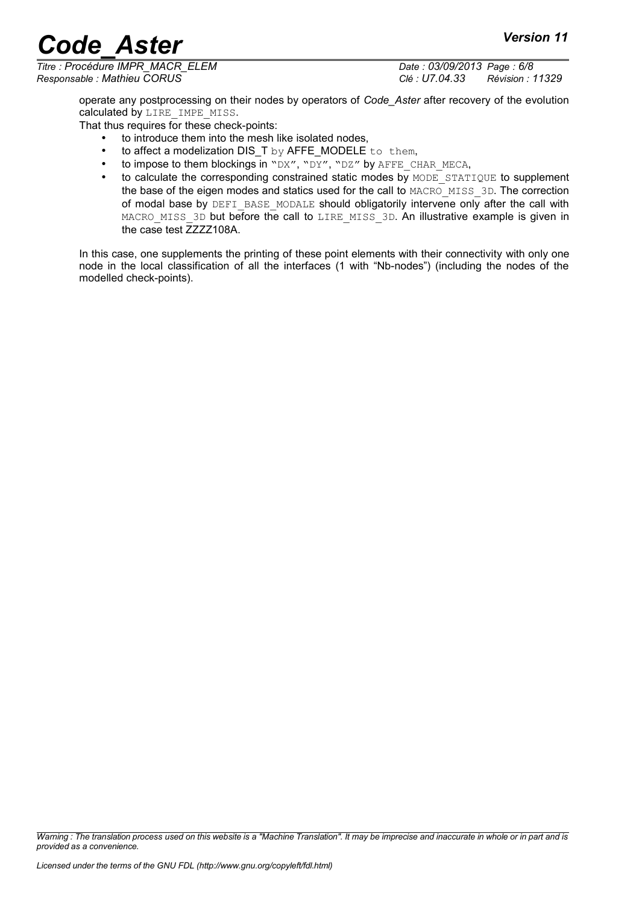operate any postprocessing on their nodes by operators of *Code_Aster* after recovery of the evolution calculated by LIRE_IMPE_MISS.

That thus requires for these check-points:

- to introduce them into the mesh like isolated nodes,
- to affect a modelization DIS_T by AFFE_MODELE to them,
- to impose to them blockings in "DX", "DY", "DZ" by AFFE_CHAR_MECA,
- to calculate the corresponding constrained static modes by MODE_STATIQUE to supplement the base of the eigen modes and statics used for the call to MACRO_MISS_3D. The correction of modal base by DEFI_BASE_MODALE should obligatorily intervene only after the call with MACRO_MISS_3D but before the call to LIRE_MISS_3D. An illustrative example is given in the case test ZZZZ108A.

In this case, one supplements the printing of these point elements with their connectivity with only one node in the local classification of all the interfaces (1 with "Nb-nodes") (including the nodes of the modelled check-points).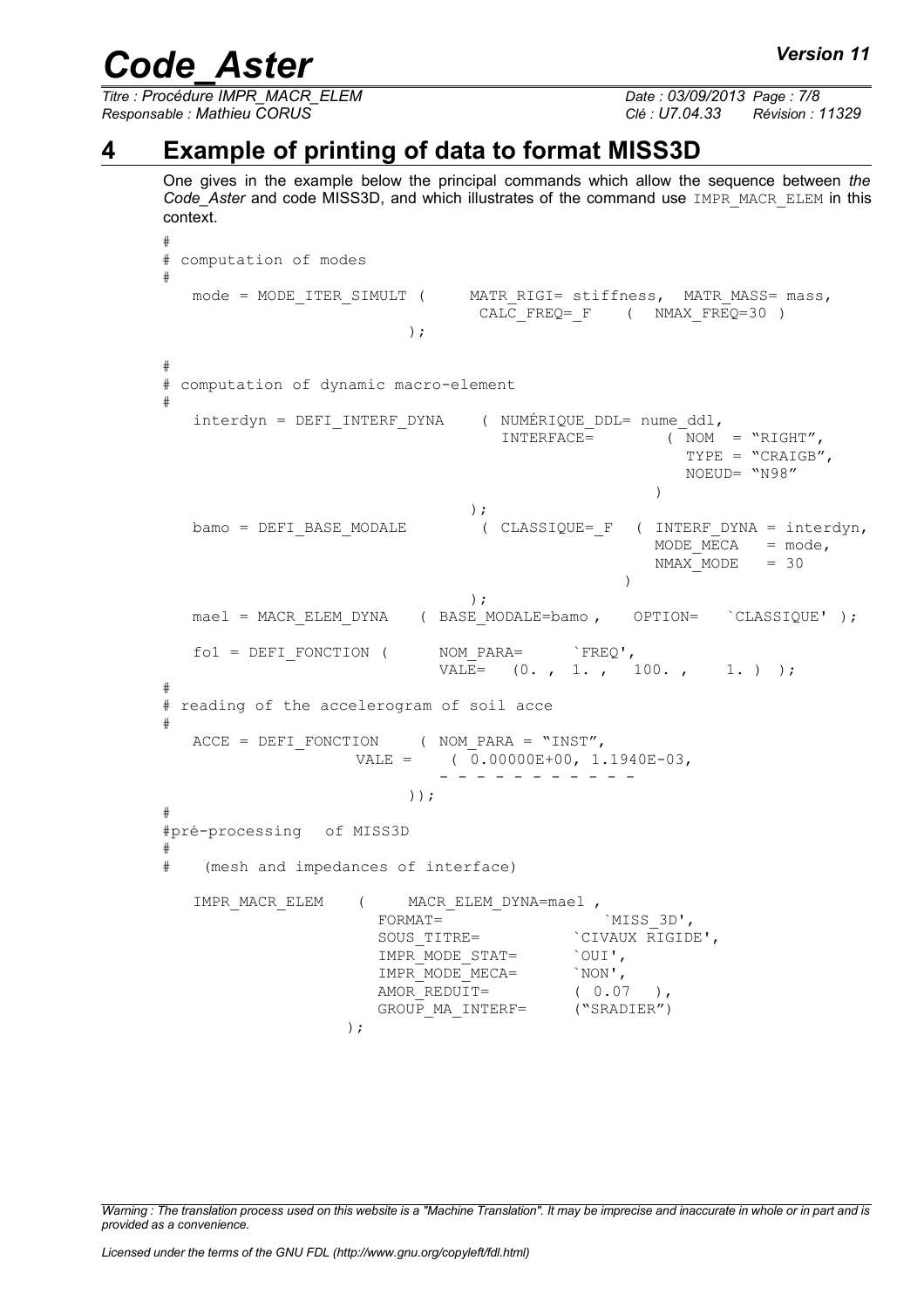# 4 Example of printing of data to format MISS3D

One gives in the example below the principal commands which allow the sequence between *the Code_Aster* and code MISS3D, and which illustrates of the command use IMPR_MACR_ELEM in this context.

```
#
# computation of modes
#
   mode = MODE_ITER_SIMULT (     MATR_RIGI= stiffness,  MATR_MASS= mass,
                                  CALC_FREQ=_F    (  NMAX_FREQ=30 )
                          );

#
# computation of dynamic macro-element
#
   interdyn = DEFI_INTERF_DYNA    ( NUMÉRIQUE_DDL= nume_ddl,
                                    INTERFACE=        ( NOM  = "RIGHT",
                                                        TYPE = "CRAIGB",
                                                        NOEUD= "N98"
                                                      )
                                  );
   bamo = DEFI_BASE_MODALE        ( CLASSIQUE=_F  ( INTERF_DYNA = interdyn,
                                                    MODE_MECA   = mode,
                                                    NMAX_MODE   = 30
                                                  )
                                  );
   mael = MACR_ELEM_DYNA   ( BASE_MODALE=bamo ,   OPTION=   `CLASSIQUE' );

   fo1 = DEFI_FONCTION (      NOM_PARA=     `FREQ',
                              VALE=   (0. , 1. ,  100. ,    1. ) );
#
# reading of the accelerogram of soil acce
#
   ACCE = DEFI_FONCTION    ( NOM_PARA = "INST",
                   VALE =    ( 0.00000E+00, 1.1940E-03,
                             - - - - - - - - - - -
                          ));
#
#pré-processing  of MISS3D
#
#    (mesh and impedances of interface)

   IMPR_MACR_ELEM    (     MACR_ELEM_DYNA=mael ,
                     FORMAT=                  `MISS_3D',
                     SOUS_TITRE=          `CIVAUX RIGIDE',
                     IMPR_MODE_STAT=      `OUI',
                     IMPR_MODE_MECA=      `NON',
                     AMOR_REDUIT=         ( 0.07  ),
                     GROUP_MA_INTERF=     ("SRADIER")
                 );
```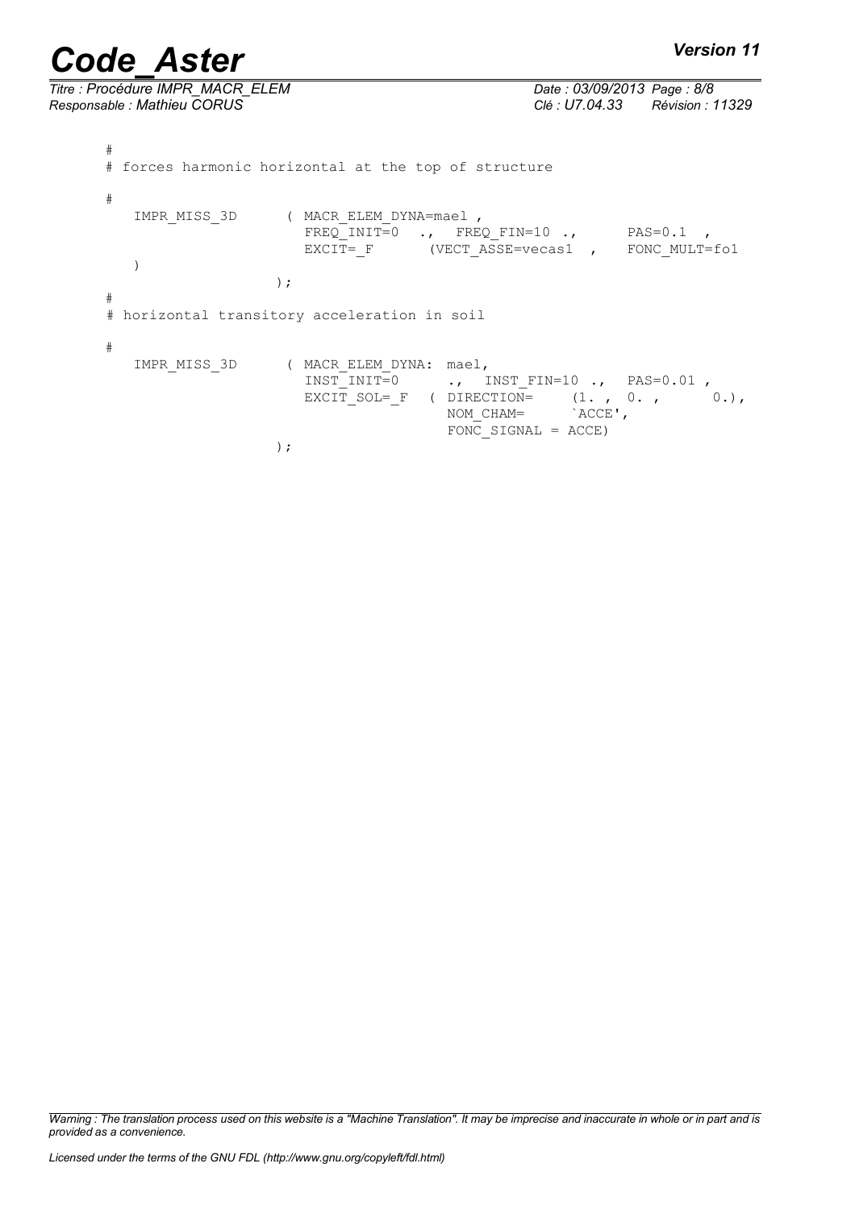```
#
# forces harmonic horizontal at the top of structure
#
   IMPR_MISS_3D      ( MACR_ELEM_DYNA=mael ,
                       FREQ_INIT=0  .,  FREQ_FIN=10 .,     PAS=0.1  ,
                       EXCIT=_F      (VECT_ASSE=vecas1  ,   FONC_MULT=fo1
   )
                  );
#
# horizontal transitory acceleration in soil
#
   IMPR_MISS_3D      ( MACR_ELEM_DYNA: mael,
                       INST_INIT=0      .,  INST_FIN=10 .,  PAS=0.01 ,
                       EXCIT_SOL=_F  ( DIRECTION=     (1. , 0. ,      0.),
                                       NOM_CHAM=      `ACCE',
                                       FONC_SIGNAL = ACCE)
                  );
```

*Warning : The translation process used on this website is a "Machine Translation". It may be imprecise and inaccurate in whole or in part and is provided as a convenience.*

*Licensed under the terms of the GNU FDL (http://www.gnu.org/copyleft/fdl.html)*